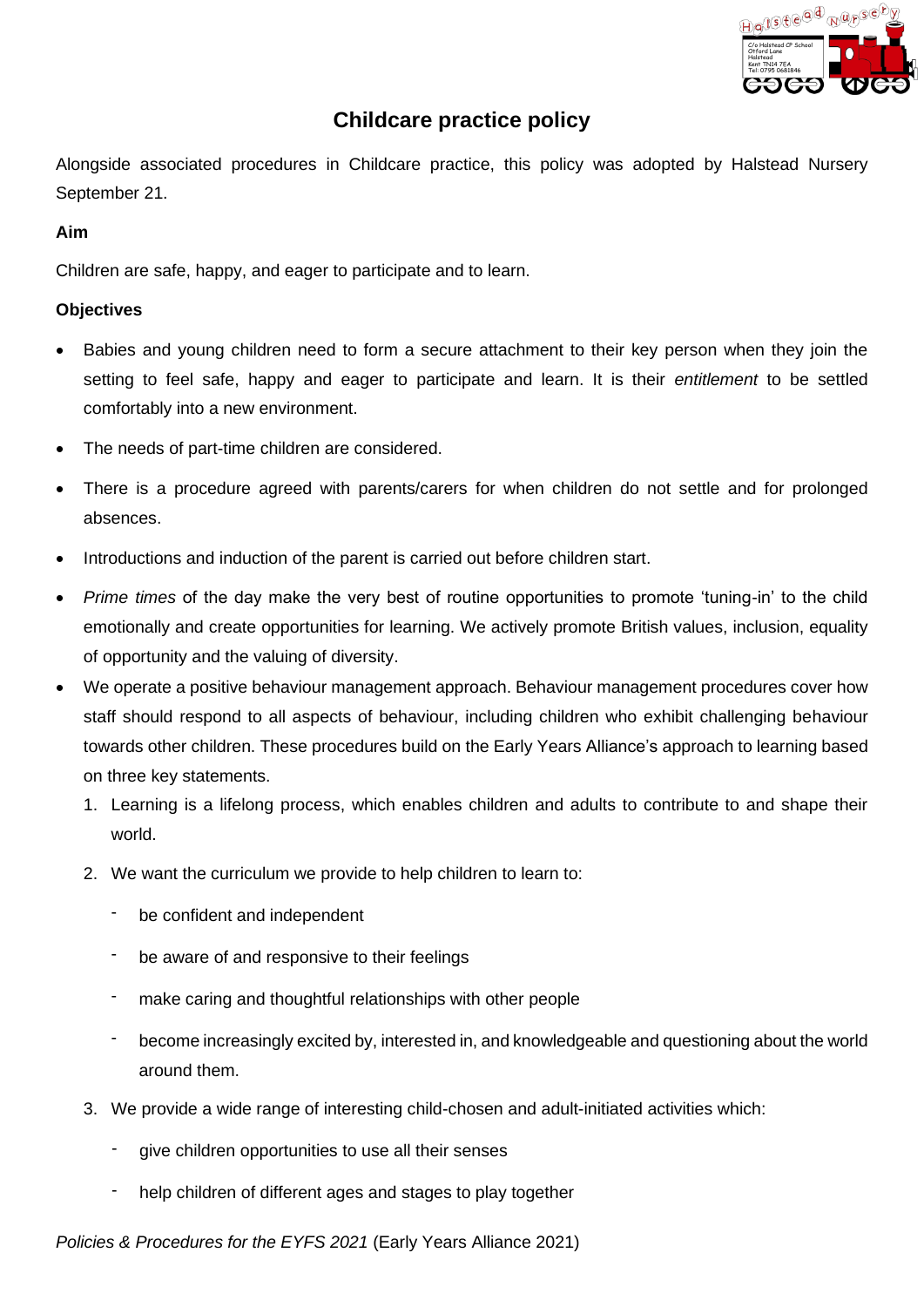# Childcare practice policy

Alongside associated procedures in Childcare practice, this policy was adopted by Halstead Nursery September 21.

**Aim**

Children are safe, happy, and eager to participate and to learn.

**Objectives**

- Babies and young children need to form a secure attachment to their key person when they join the setting to feel safe, happy and eager to participate and learn. It is their *entitlement* to be settled comfortably into a new environment.
- The needs of part-time children are considered.
- There is a procedure agreed with parents/carers for when children do not settle and for prolonged absences.
- Introductions and induction of the parent is carried out before children start.
- *Prime times* of the day make the very best of routine opportunities to promote 'tuning-in' to the child emotionally and create opportunities for learning. We actively promote British values, inclusion, equality of opportunity and the valuing of diversity.
- We operate a positive behaviour management approach. Behaviour management procedures cover how staff should respond to all aspects of behaviour, including children who exhibit challenging behaviour towards other children. These procedures build on the Early Years Alliance's approach to learning based on three key statements.
  1. Learning is a lifelong process, which enables children and adults to contribute to and shape their world.
  2. We want the curriculum we provide to help children to learn to:
     - be confident and independent
     - be aware of and responsive to their feelings
     - make caring and thoughtful relationships with other people
     - become increasingly excited by, interested in, and knowledgeable and questioning about the world around them.
  3. We provide a wide range of interesting child-chosen and adult-initiated activities which:
     - give children opportunities to use all their senses
     - help children of different ages and stages to play together

*Policies & Procedures for the EYFS 2021* (Early Years Alliance 2021)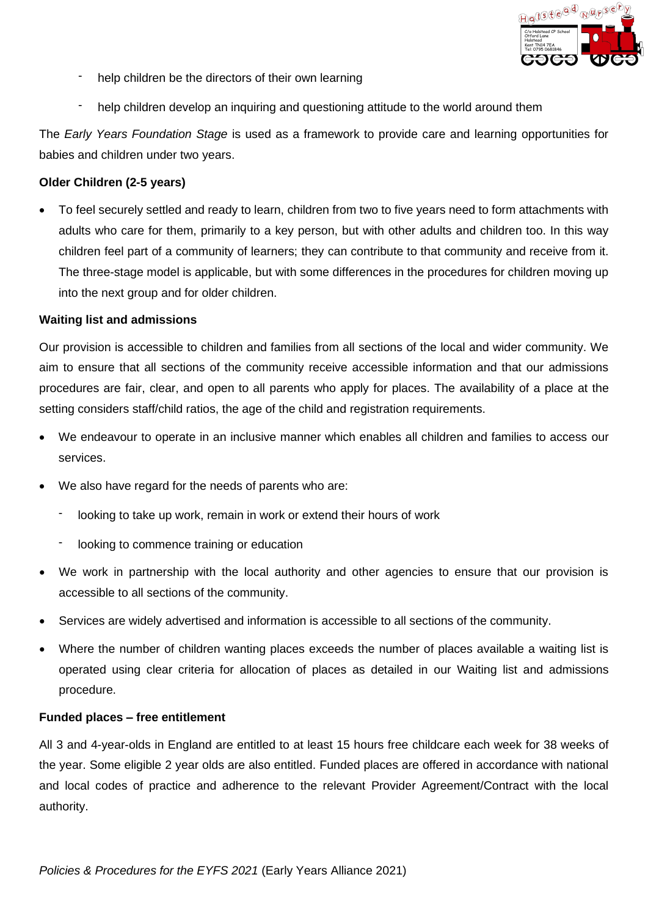- help children be the directors of their own learning
- help children develop an inquiring and questioning attitude to the world around them

The *Early Years Foundation Stage* is used as a framework to provide care and learning opportunities for babies and children under two years.

**Older Children (2-5 years)**

- To feel securely settled and ready to learn, children from two to five years need to form attachments with adults who care for them, primarily to a key person, but with other adults and children too. In this way children feel part of a community of learners; they can contribute to that community and receive from it. The three-stage model is applicable, but with some differences in the procedures for children moving up into the next group and for older children.

**Waiting list and admissions**

Our provision is accessible to children and families from all sections of the local and wider community. We aim to ensure that all sections of the community receive accessible information and that our admissions procedures are fair, clear, and open to all parents who apply for places. The availability of a place at the setting considers staff/child ratios, the age of the child and registration requirements.

- We endeavour to operate in an inclusive manner which enables all children and families to access our services.
- We also have regard for the needs of parents who are:
  - looking to take up work, remain in work or extend their hours of work
  - looking to commence training or education
- We work in partnership with the local authority and other agencies to ensure that our provision is accessible to all sections of the community.
- Services are widely advertised and information is accessible to all sections of the community.
- Where the number of children wanting places exceeds the number of places available a waiting list is operated using clear criteria for allocation of places as detailed in our Waiting list and admissions procedure.

**Funded places – free entitlement**

All 3 and 4-year-olds in England are entitled to at least 15 hours free childcare each week for 38 weeks of the year. Some eligible 2 year olds are also entitled. Funded places are offered in accordance with national and local codes of practice and adherence to the relevant Provider Agreement/Contract with the local authority.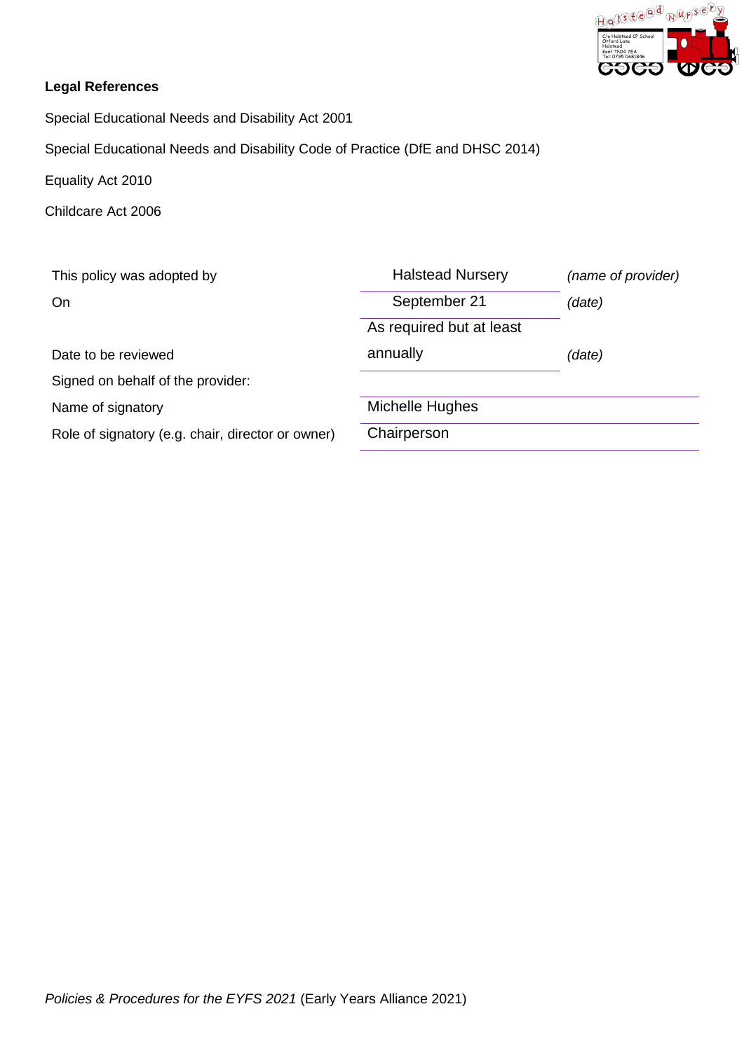**Legal References**

Special Educational Needs and Disability Act 2001

Special Educational Needs and Disability Code of Practice (DfE and DHSC 2014)

Equality Act 2010

Childcare Act 2006

| | | |
|---|---|---|
| This policy was adopted by | Halstead Nursery | *(name of provider)* |
| On | September 21 | *(date)* |
| Date to be reviewed | As required but at least annually | *(date)* |
| Signed on behalf of the provider: | | |
| Name of signatory | Michelle Hughes | |
| Role of signatory (e.g. chair, director or owner) | Chairperson | |

*Policies & Procedures for the EYFS 2021* (Early Years Alliance 2021)